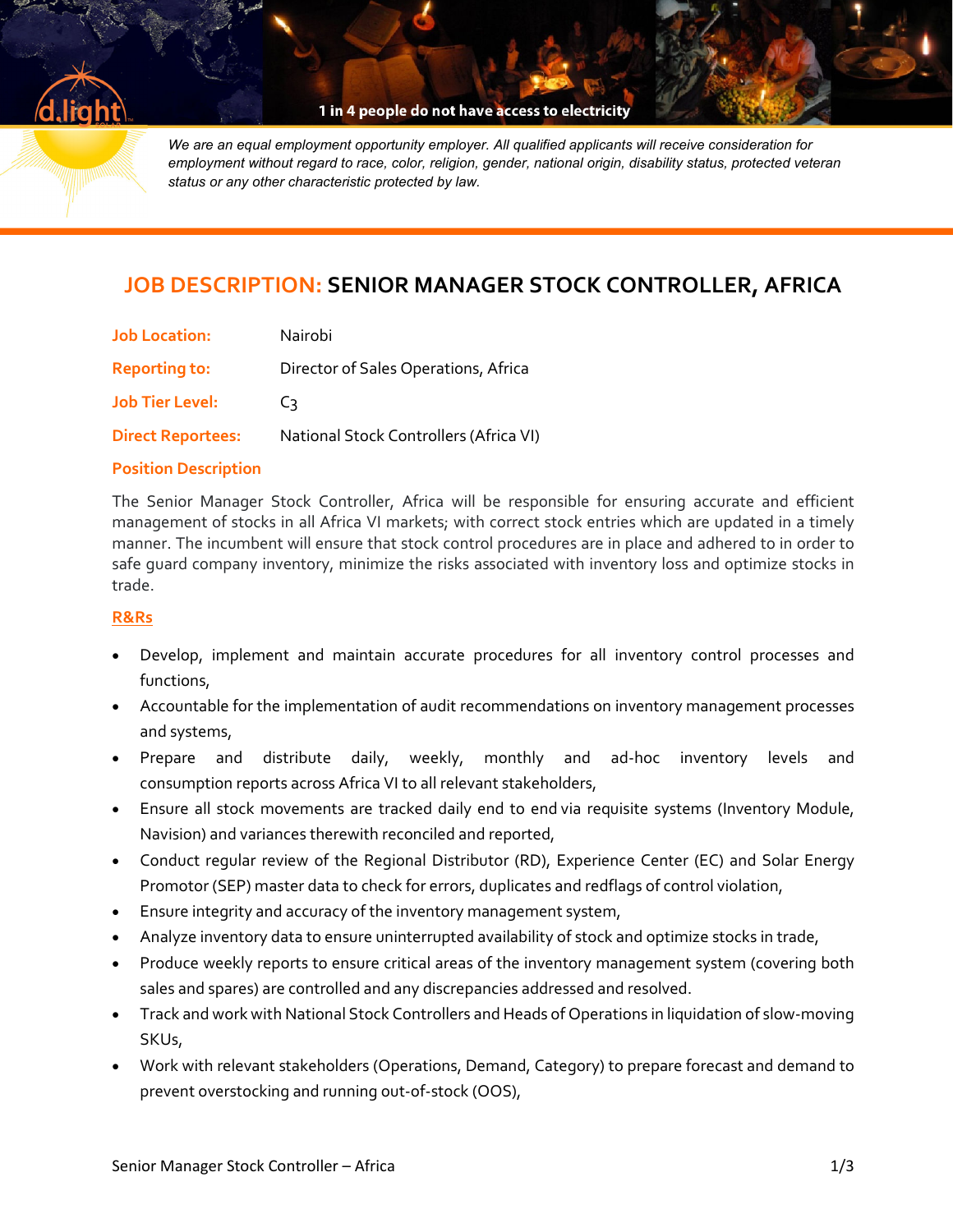1 in 4 people do not have access to electricity

*We are an equal employment opportunity employer. All qualified applicants will receive consideration for employment without regard to race, color, religion, gender, national origin, disability status, protected veteran status or any other characteristic protected by law.*

# JOB DESCRIPTION: SENIOR MANAGER STOCK CONTROLLER, AFRICA

| | |
|---|---|
| **Job Location:** | Nairobi |
| **Reporting to:** | Director of Sales Operations, Africa |
| **Job Tier Level:** | C3 |
| **Direct Reportees:** | National Stock Controllers (Africa VI) |

## Position Description

The Senior Manager Stock Controller, Africa will be responsible for ensuring accurate and efficient management of stocks in all Africa VI markets; with correct stock entries which are updated in a timely manner. The incumbent will ensure that stock control procedures are in place and adhered to in order to safe guard company inventory, minimize the risks associated with inventory loss and optimize stocks in trade.

## R&Rs

- Develop, implement and maintain accurate procedures for all inventory control processes and functions,
- Accountable for the implementation of audit recommendations on inventory management processes and systems,
- Prepare and distribute daily, weekly, monthly and ad-hoc inventory levels and consumption reports across Africa VI to all relevant stakeholders,
- Ensure all stock movements are tracked daily end to end via requisite systems (Inventory Module, Navision) and variances therewith reconciled and reported,
- Conduct regular review of the Regional Distributor (RD), Experience Center (EC) and Solar Energy Promotor (SEP) master data to check for errors, duplicates and redflags of control violation,
- Ensure integrity and accuracy of the inventory management system,
- Analyze inventory data to ensure uninterrupted availability of stock and optimize stocks in trade,
- Produce weekly reports to ensure critical areas of the inventory management system (covering both sales and spares) are controlled and any discrepancies addressed and resolved.
- Track and work with National Stock Controllers and Heads of Operations in liquidation of slow-moving SKUs,
- Work with relevant stakeholders (Operations, Demand, Category) to prepare forecast and demand to prevent overstocking and running out-of-stock (OOS),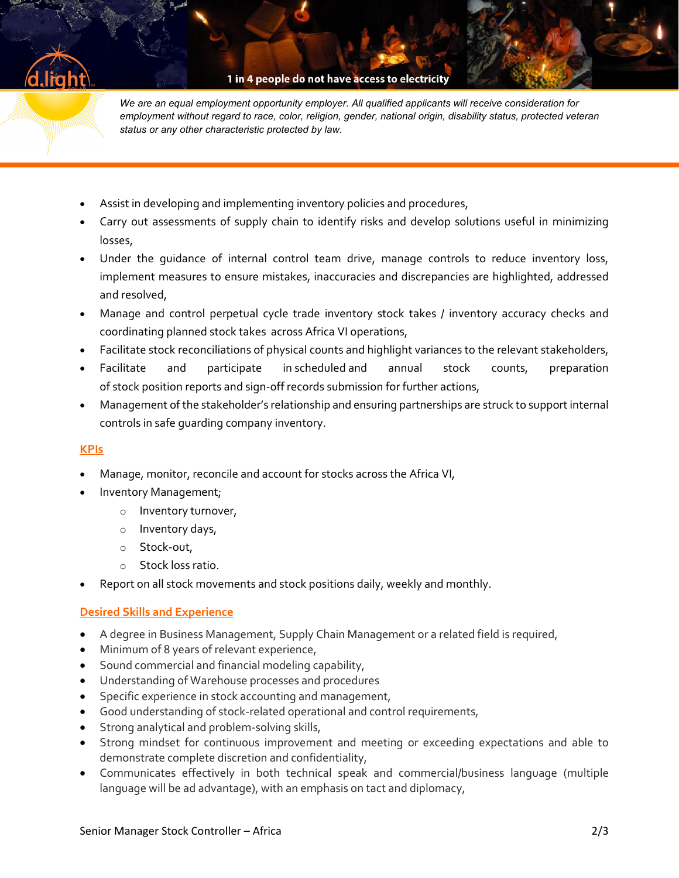*We are an equal employment opportunity employer. All qualified applicants will receive consideration for employment without regard to race, color, religion, gender, national origin, disability status, protected veteran status or any other characteristic protected by law.*

- Assist in developing and implementing inventory policies and procedures,
- Carry out assessments of supply chain to identify risks and develop solutions useful in minimizing losses,
- Under the guidance of internal control team drive, manage controls to reduce inventory loss, implement measures to ensure mistakes, inaccuracies and discrepancies are highlighted, addressed and resolved,
- Manage and control perpetual cycle trade inventory stock takes / inventory accuracy checks and coordinating planned stock takes across Africa VI operations,
- Facilitate stock reconciliations of physical counts and highlight variances to the relevant stakeholders,
- Facilitate and participate in scheduled and annual stock counts, preparation of stock position reports and sign-off records submission for further actions,
- Management of the stakeholder's relationship and ensuring partnerships are struck to support internal controls in safe guarding company inventory.

## KPIs

- Manage, monitor, reconcile and account for stocks across the Africa VI,
- Inventory Management;
  - Inventory turnover,
  - Inventory days,
  - Stock-out,
  - Stock loss ratio.
- Report on all stock movements and stock positions daily, weekly and monthly.

## Desired Skills and Experience

- A degree in Business Management, Supply Chain Management or a related field is required,
- Minimum of 8 years of relevant experience,
- Sound commercial and financial modeling capability,
- Understanding of Warehouse processes and procedures
- Specific experience in stock accounting and management,
- Good understanding of stock-related operational and control requirements,
- Strong analytical and problem-solving skills,
- Strong mindset for continuous improvement and meeting or exceeding expectations and able to demonstrate complete discretion and confidentiality,
- Communicates effectively in both technical speak and commercial/business language (multiple language will be ad advantage), with an emphasis on tact and diplomacy,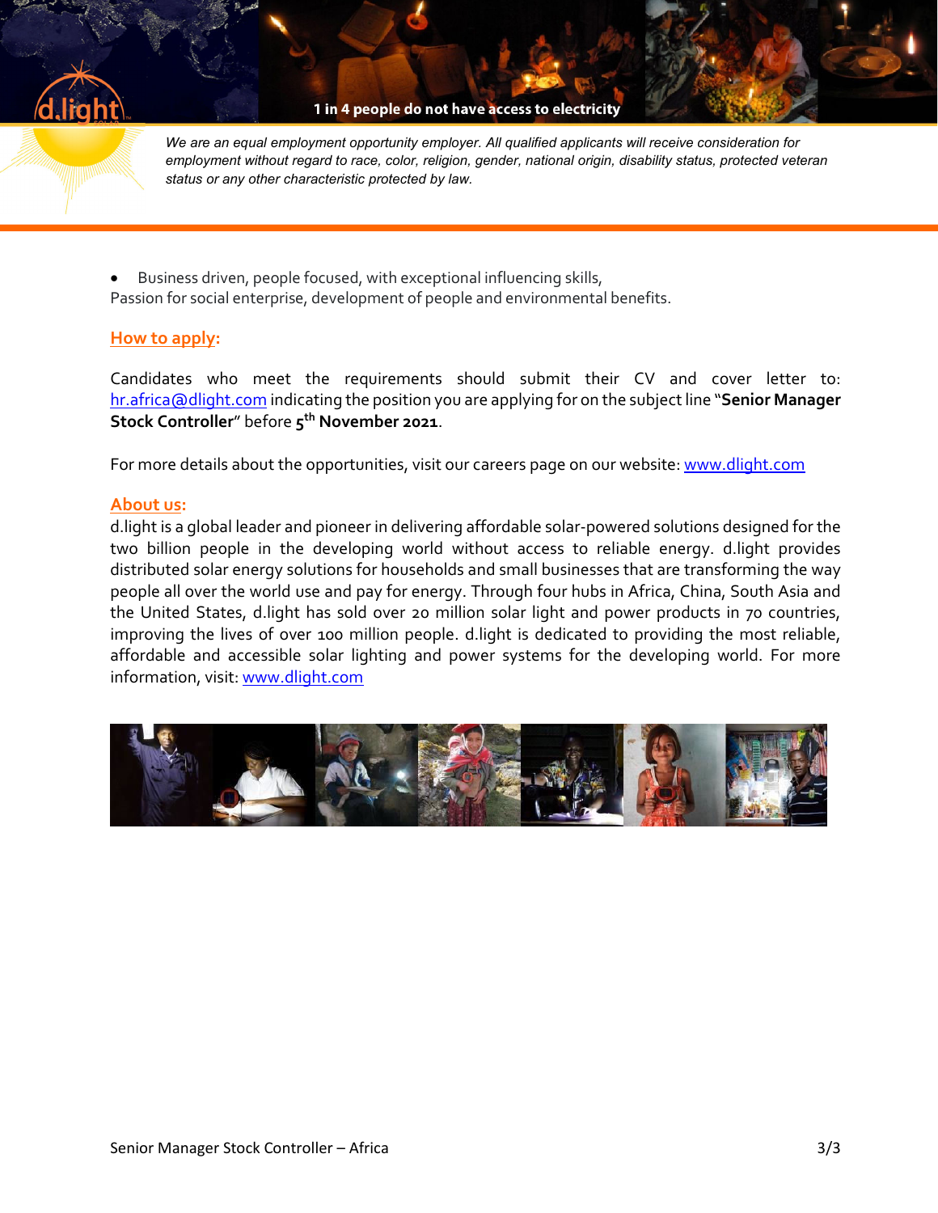*We are an equal employment opportunity employer. All qualified applicants will receive consideration for employment without regard to race, color, religion, gender, national origin, disability status, protected veteran status or any other characteristic protected by law.*

- Business driven, people focused, with exceptional influencing skills,

Passion for social enterprise, development of people and environmental benefits.

## How to apply:

Candidates who meet the requirements should submit their CV and cover letter to: hr.africa@dlight.com indicating the position you are applying for on the subject line "**Senior Manager Stock Controller**" before **5th November 2021**.

For more details about the opportunities, visit our careers page on our website: www.dlight.com

## About us:

d.light is a global leader and pioneer in delivering affordable solar-powered solutions designed for the two billion people in the developing world without access to reliable energy. d.light provides distributed solar energy solutions for households and small businesses that are transforming the way people all over the world use and pay for energy. Through four hubs in Africa, China, South Asia and the United States, d.light has sold over 20 million solar light and power products in 70 countries, improving the lives of over 100 million people. d.light is dedicated to providing the most reliable, affordable and accessible solar lighting and power systems for the developing world. For more information, visit: www.dlight.com